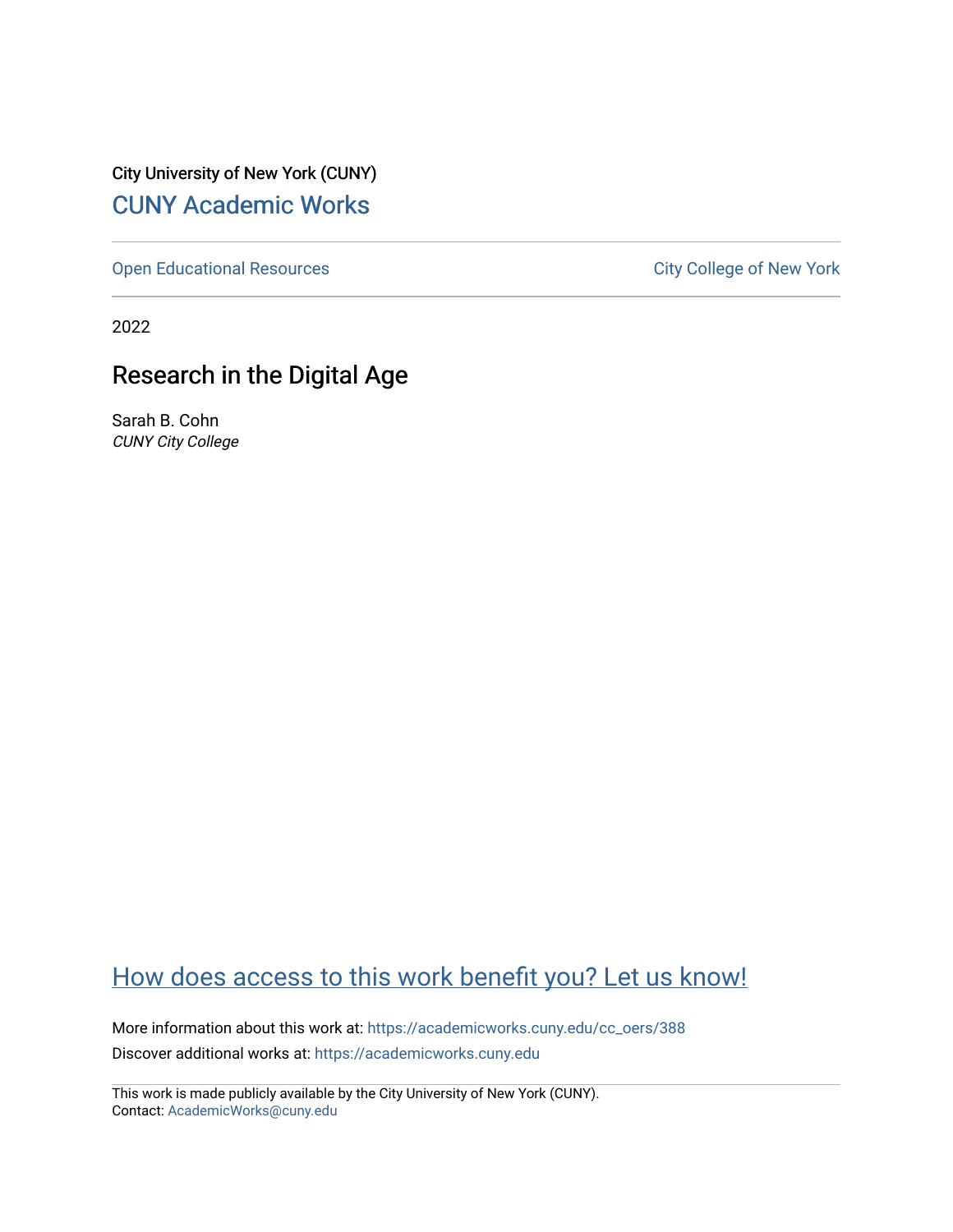City University of New York (CUNY)

CUNY Academic Works

Open Educational Resources

City College of New York

2022

# Research in the Digital Age

Sarah B. Cohn

*CUNY City College*

How does access to this work benefit you? Let us know!

More information about this work at: https://academicworks.cuny.edu/cc_oers/388

Discover additional works at: https://academicworks.cuny.edu

This work is made publicly available by the City University of New York (CUNY).
Contact: AcademicWorks@cuny.edu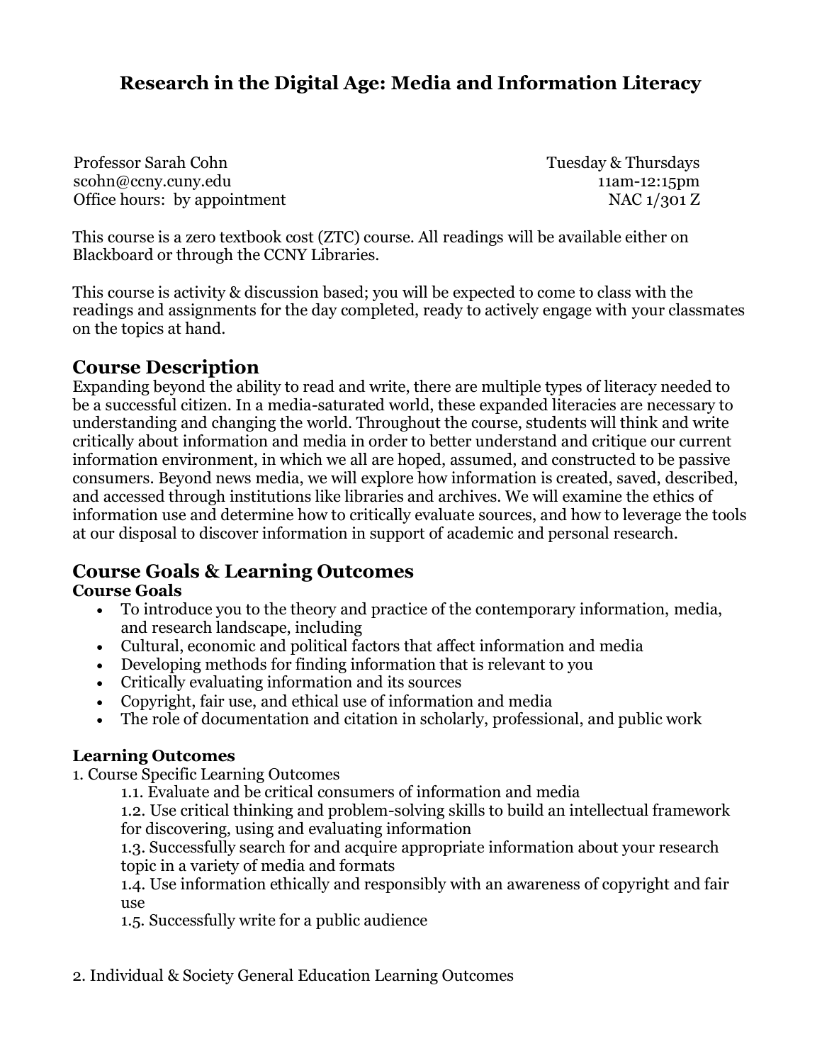# Research in the Digital Age: Media and Information Literacy

Professor Sarah Cohn
scohn@ccny.cuny.edu
Office hours: by appointment

Tuesday & Thursdays
11am-12:15pm
NAC 1/301 Z

This course is a zero textbook cost (ZTC) course. All readings will be available either on Blackboard or through the CCNY Libraries.

This course is activity & discussion based; you will be expected to come to class with the readings and assignments for the day completed, ready to actively engage with your classmates on the topics at hand.

## Course Description

Expanding beyond the ability to read and write, there are multiple types of literacy needed to be a successful citizen. In a media-saturated world, these expanded literacies are necessary to understanding and changing the world. Throughout the course, students will think and write critically about information and media in order to better understand and critique our current information environment, in which we all are hoped, assumed, and constructed to be passive consumers. Beyond news media, we will explore how information is created, saved, described, and accessed through institutions like libraries and archives. We will examine the ethics of information use and determine how to critically evaluate sources, and how to leverage the tools at our disposal to discover information in support of academic and personal research.

## Course Goals & Learning Outcomes

### Course Goals

- To introduce you to the theory and practice of the contemporary information, media, and research landscape, including
- Cultural, economic and political factors that affect information and media
- Developing methods for finding information that is relevant to you
- Critically evaluating information and its sources
- Copyright, fair use, and ethical use of information and media
- The role of documentation and citation in scholarly, professional, and public work

### Learning Outcomes

1. Course Specific Learning Outcomes
    - 1.1. Evaluate and be critical consumers of information and media
    - 1.2. Use critical thinking and problem-solving skills to build an intellectual framework for discovering, using and evaluating information
    - 1.3. Successfully search for and acquire appropriate information about your research topic in a variety of media and formats
    - 1.4. Use information ethically and responsibly with an awareness of copyright and fair use
    - 1.5. Successfully write for a public audience

2. Individual & Society General Education Learning Outcomes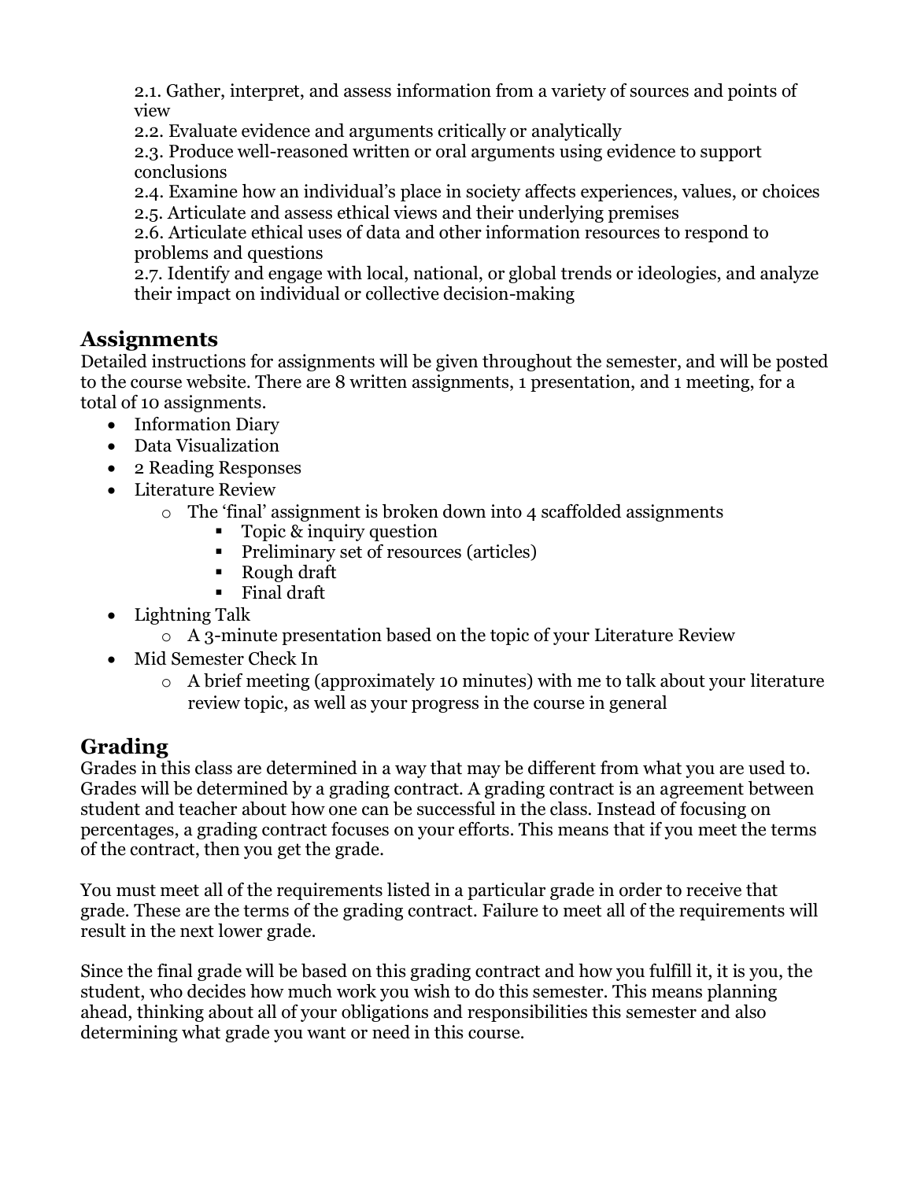2.1. Gather, interpret, and assess information from a variety of sources and points of view
2.2. Evaluate evidence and arguments critically or analytically
2.3. Produce well-reasoned written or oral arguments using evidence to support conclusions
2.4. Examine how an individual's place in society affects experiences, values, or choices
2.5. Articulate and assess ethical views and their underlying premises
2.6. Articulate ethical uses of data and other information resources to respond to problems and questions
2.7. Identify and engage with local, national, or global trends or ideologies, and analyze their impact on individual or collective decision-making

## Assignments

Detailed instructions for assignments will be given throughout the semester, and will be posted to the course website. There are 8 written assignments, 1 presentation, and 1 meeting, for a total of 10 assignments.

- Information Diary
- Data Visualization
- 2 Reading Responses
- Literature Review
  - The 'final' assignment is broken down into 4 scaffolded assignments
    - Topic & inquiry question
    - Preliminary set of resources (articles)
    - Rough draft
    - Final draft
- Lightning Talk
  - A 3-minute presentation based on the topic of your Literature Review
- Mid Semester Check In
  - A brief meeting (approximately 10 minutes) with me to talk about your literature review topic, as well as your progress in the course in general

## Grading

Grades in this class are determined in a way that may be different from what you are used to. Grades will be determined by a grading contract. A grading contract is an agreement between student and teacher about how one can be successful in the class. Instead of focusing on percentages, a grading contract focuses on your efforts. This means that if you meet the terms of the contract, then you get the grade.

You must meet all of the requirements listed in a particular grade in order to receive that grade. These are the terms of the grading contract. Failure to meet all of the requirements will result in the next lower grade.

Since the final grade will be based on this grading contract and how you fulfill it, it is you, the student, who decides how much work you wish to do this semester. This means planning ahead, thinking about all of your obligations and responsibilities this semester and also determining what grade you want or need in this course.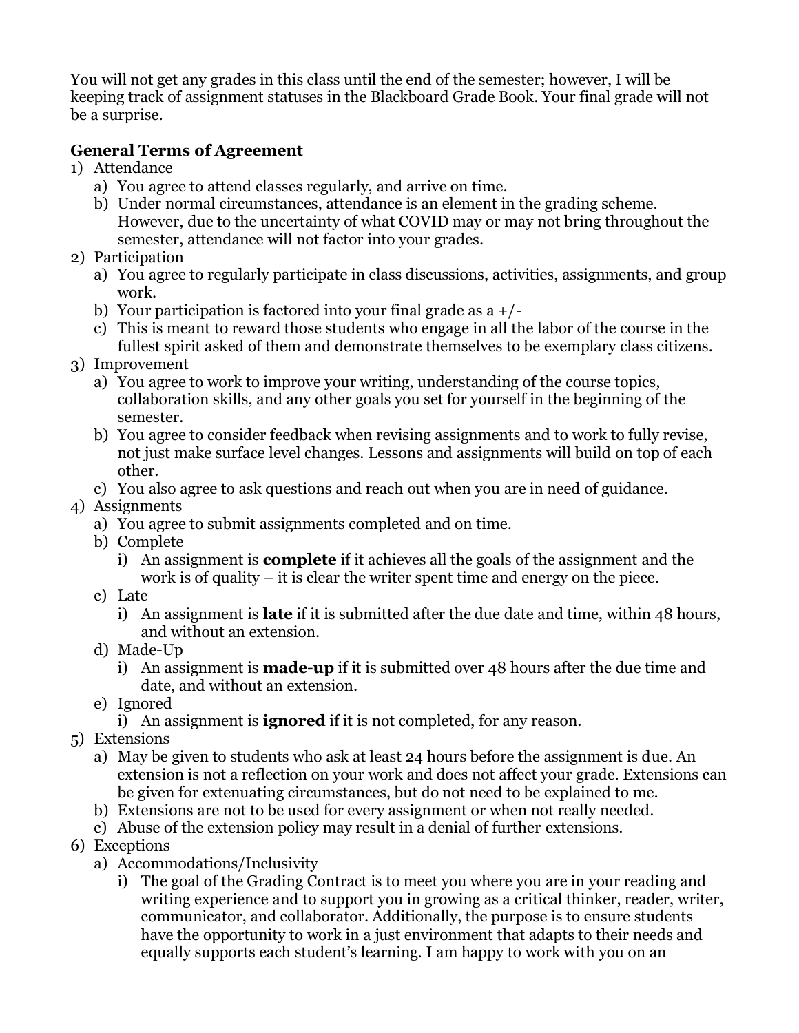You will not get any grades in this class until the end of the semester; however, I will be keeping track of assignment statuses in the Blackboard Grade Book. Your final grade will not be a surprise.

**General Terms of Agreement**

1) Attendance
   a) You agree to attend classes regularly, and arrive on time.
   b) Under normal circumstances, attendance is an element in the grading scheme. However, due to the uncertainty of what COVID may or may not bring throughout the semester, attendance will not factor into your grades.
2) Participation
   a) You agree to regularly participate in class discussions, activities, assignments, and group work.
   b) Your participation is factored into your final grade as a +/-
   c) This is meant to reward those students who engage in all the labor of the course in the fullest spirit asked of them and demonstrate themselves to be exemplary class citizens.
3) Improvement
   a) You agree to work to improve your writing, understanding of the course topics, collaboration skills, and any other goals you set for yourself in the beginning of the semester.
   b) You agree to consider feedback when revising assignments and to work to fully revise, not just make surface level changes. Lessons and assignments will build on top of each other.
   c) You also agree to ask questions and reach out when you are in need of guidance.
4) Assignments
   a) You agree to submit assignments completed and on time.
   b) Complete
      i) An assignment is **complete** if it achieves all the goals of the assignment and the work is of quality – it is clear the writer spent time and energy on the piece.
   c) Late
      i) An assignment is **late** if it is submitted after the due date and time, within 48 hours, and without an extension.
   d) Made-Up
      i) An assignment is **made-up** if it is submitted over 48 hours after the due time and date, and without an extension.
   e) Ignored
      i) An assignment is **ignored** if it is not completed, for any reason.
5) Extensions
   a) May be given to students who ask at least 24 hours before the assignment is due. An extension is not a reflection on your work and does not affect your grade. Extensions can be given for extenuating circumstances, but do not need to be explained to me.
   b) Extensions are not to be used for every assignment or when not really needed.
   c) Abuse of the extension policy may result in a denial of further extensions.
6) Exceptions
   a) Accommodations/Inclusivity
      i) The goal of the Grading Contract is to meet you where you are in your reading and writing experience and to support you in growing as a critical thinker, reader, writer, communicator, and collaborator. Additionally, the purpose is to ensure students have the opportunity to work in a just environment that adapts to their needs and equally supports each student's learning. I am happy to work with you on an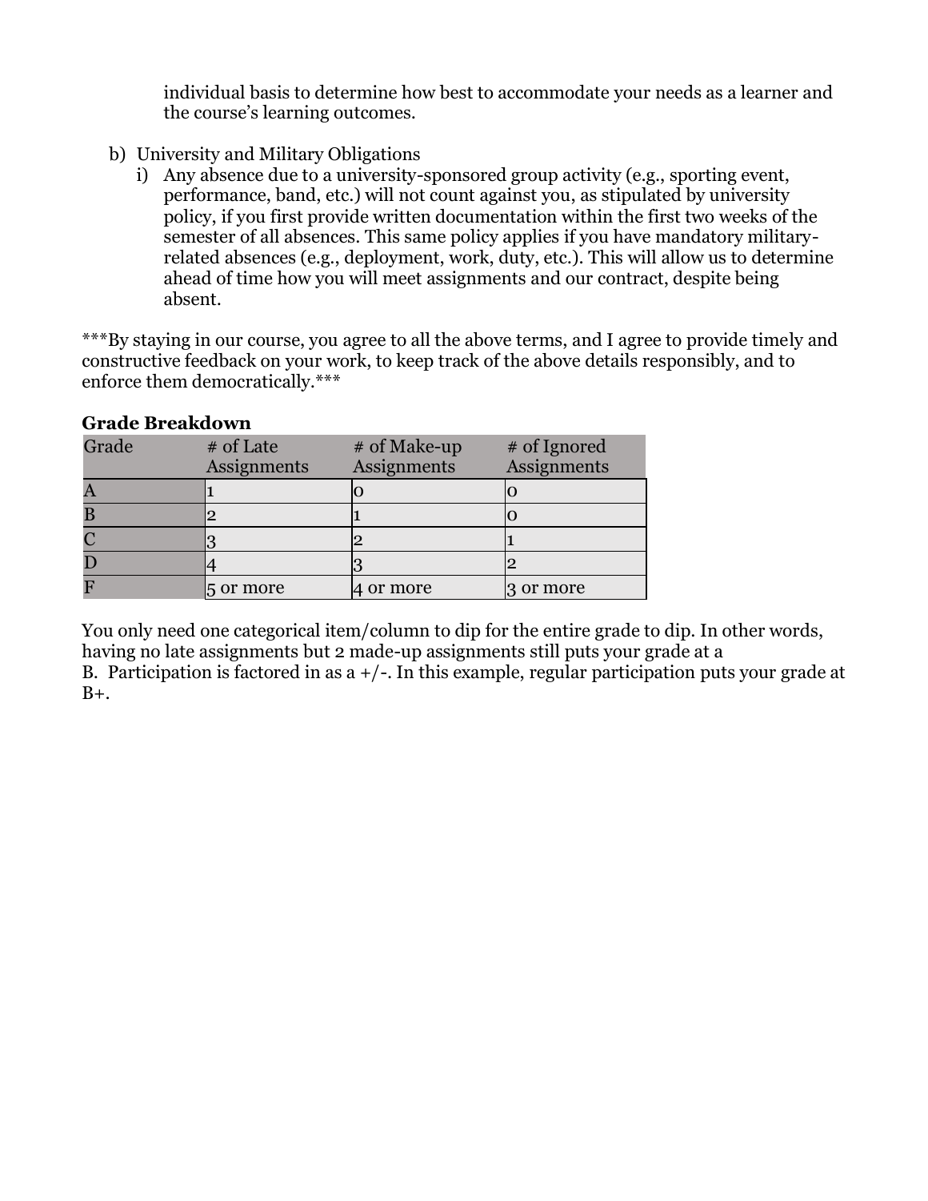individual basis to determine how best to accommodate your needs as a learner and the course's learning outcomes.

b) University and Military Obligations
   i) Any absence due to a university-sponsored group activity (e.g., sporting event, performance, band, etc.) will not count against you, as stipulated by university policy, if you first provide written documentation within the first two weeks of the semester of all absences. This same policy applies if you have mandatory military-related absences (e.g., deployment, work, duty, etc.). This will allow us to determine ahead of time how you will meet assignments and our contract, despite being absent.

***By staying in our course, you agree to all the above terms, and I agree to provide timely and constructive feedback on your work, to keep track of the above details responsibly, and to enforce them democratically.***

**Grade Breakdown**

| Grade | # of Late Assignments | # of Make-up Assignments | # of Ignored Assignments |
|---|---|---|---|
| A | 1 | 0 | 0 |
| B | 2 | 1 | 0 |
| C | 3 | 2 | 1 |
| D | 4 | 3 | 2 |
| F | 5 or more | 4 or more | 3 or more |

You only need one categorical item/column to dip for the entire grade to dip. In other words, having no late assignments but 2 made-up assignments still puts your grade at a B. Participation is factored in as a +/-. In this example, regular participation puts your grade at B+.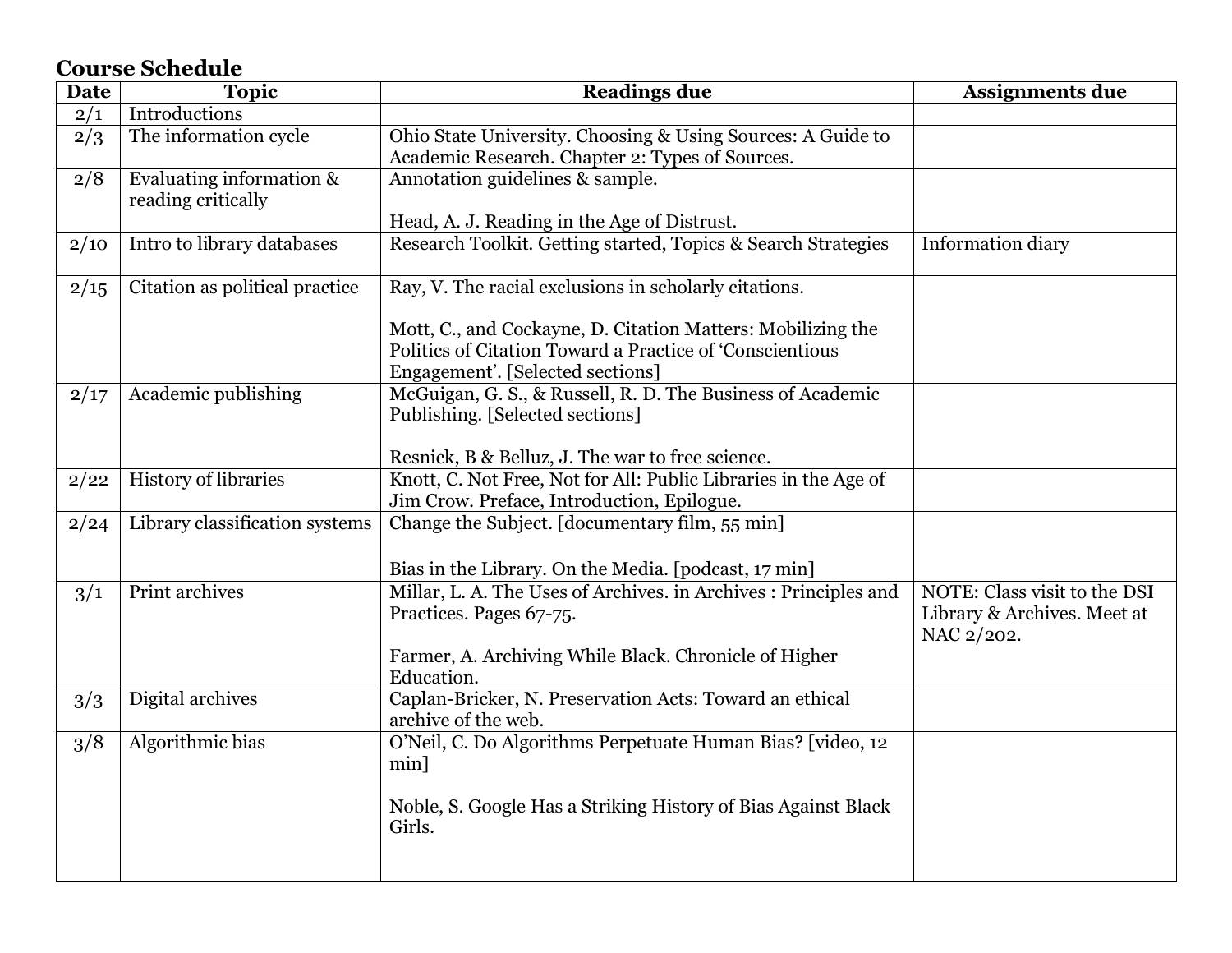## Course Schedule

| Date | Topic | Readings due | Assignments due |
|---|---|---|---|
| 2/1 | Introductions | | |
| 2/3 | The information cycle | Ohio State University. Choosing & Using Sources: A Guide to Academic Research. Chapter 2: Types of Sources. | |
| 2/8 | Evaluating information & reading critically | Annotation guidelines & sample.<br><br>Head, A. J. Reading in the Age of Distrust. | |
| 2/10 | Intro to library databases | Research Toolkit. Getting started, Topics & Search Strategies | Information diary |
| 2/15 | Citation as political practice | Ray, V. The racial exclusions in scholarly citations.<br><br>Mott, C., and Cockayne, D. Citation Matters: Mobilizing the Politics of Citation Toward a Practice of 'Conscientious Engagement'. [Selected sections] | |
| 2/17 | Academic publishing | McGuigan, G. S., & Russell, R. D. The Business of Academic Publishing. [Selected sections]<br><br>Resnick, B & Belluz, J. The war to free science. | |
| 2/22 | History of libraries | Knott, C. Not Free, Not for All: Public Libraries in the Age of Jim Crow. Preface, Introduction, Epilogue. | |
| 2/24 | Library classification systems | Change the Subject. [documentary film, 55 min]<br><br>Bias in the Library. On the Media. [podcast, 17 min] | |
| 3/1 | Print archives | Millar, L. A. The Uses of Archives. in Archives : Principles and Practices. Pages 67-75.<br><br>Farmer, A. Archiving While Black. Chronicle of Higher Education. | NOTE: Class visit to the DSI Library & Archives. Meet at NAC 2/202. |
| 3/3 | Digital archives | Caplan-Bricker, N. Preservation Acts: Toward an ethical archive of the web. | |
| 3/8 | Algorithmic bias | O'Neil, C. Do Algorithms Perpetuate Human Bias? [video, 12 min]<br><br>Noble, S. Google Has a Striking History of Bias Against Black Girls. | |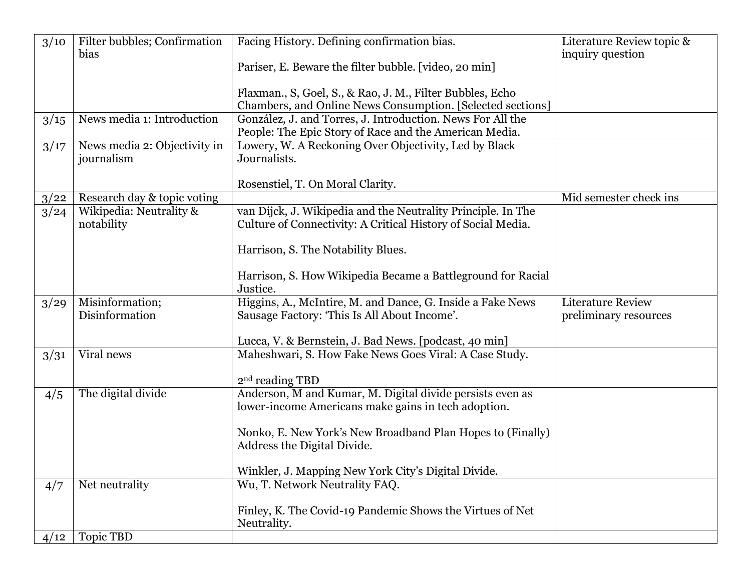| 3/10 | Filter bubbles; Confirmation bias | Facing History. Defining confirmation bias.<br><br>Pariser, E. Beware the filter bubble. [video, 20 min]<br><br>Flaxman., S, Goel, S., & Rao, J. M., Filter Bubbles, Echo Chambers, and Online News Consumption. [Selected sections] | Literature Review topic & inquiry question |
|---|---|---|---|
| 3/15 | News media 1: Introduction | González, J. and Torres, J. Introduction. News For All the People: The Epic Story of Race and the American Media. | |
| 3/17 | News media 2: Objectivity in journalism | Lowery, W. A Reckoning Over Objectivity, Led by Black Journalists.<br><br>Rosenstiel, T. On Moral Clarity. | |
| 3/22 | Research day & topic voting | | Mid semester check ins |
| 3/24 | Wikipedia: Neutrality & notability | van Dijck, J. Wikipedia and the Neutrality Principle. In The Culture of Connectivity: A Critical History of Social Media.<br><br>Harrison, S. The Notability Blues.<br><br>Harrison, S. How Wikipedia Became a Battleground for Racial Justice. | |
| 3/29 | Misinformation; Disinformation | Higgins, A., McIntire, M. and Dance, G. Inside a Fake News Sausage Factory: 'This Is All About Income'.<br><br>Lucca, V. & Bernstein, J. Bad News. [podcast, 40 min] | Literature Review preliminary resources |
| 3/31 | Viral news | Maheshwari, S. How Fake News Goes Viral: A Case Study.<br><br>2nd reading TBD | |
| 4/5 | The digital divide | Anderson, M and Kumar, M. Digital divide persists even as lower-income Americans make gains in tech adoption.<br><br>Nonko, E. New York's New Broadband Plan Hopes to (Finally) Address the Digital Divide.<br><br>Winkler, J. Mapping New York City's Digital Divide. | |
| 4/7 | Net neutrality | Wu, T. Network Neutrality FAQ.<br><br>Finley, K. The Covid-19 Pandemic Shows the Virtues of Net Neutrality. | |
| 4/12 | Topic TBD | | |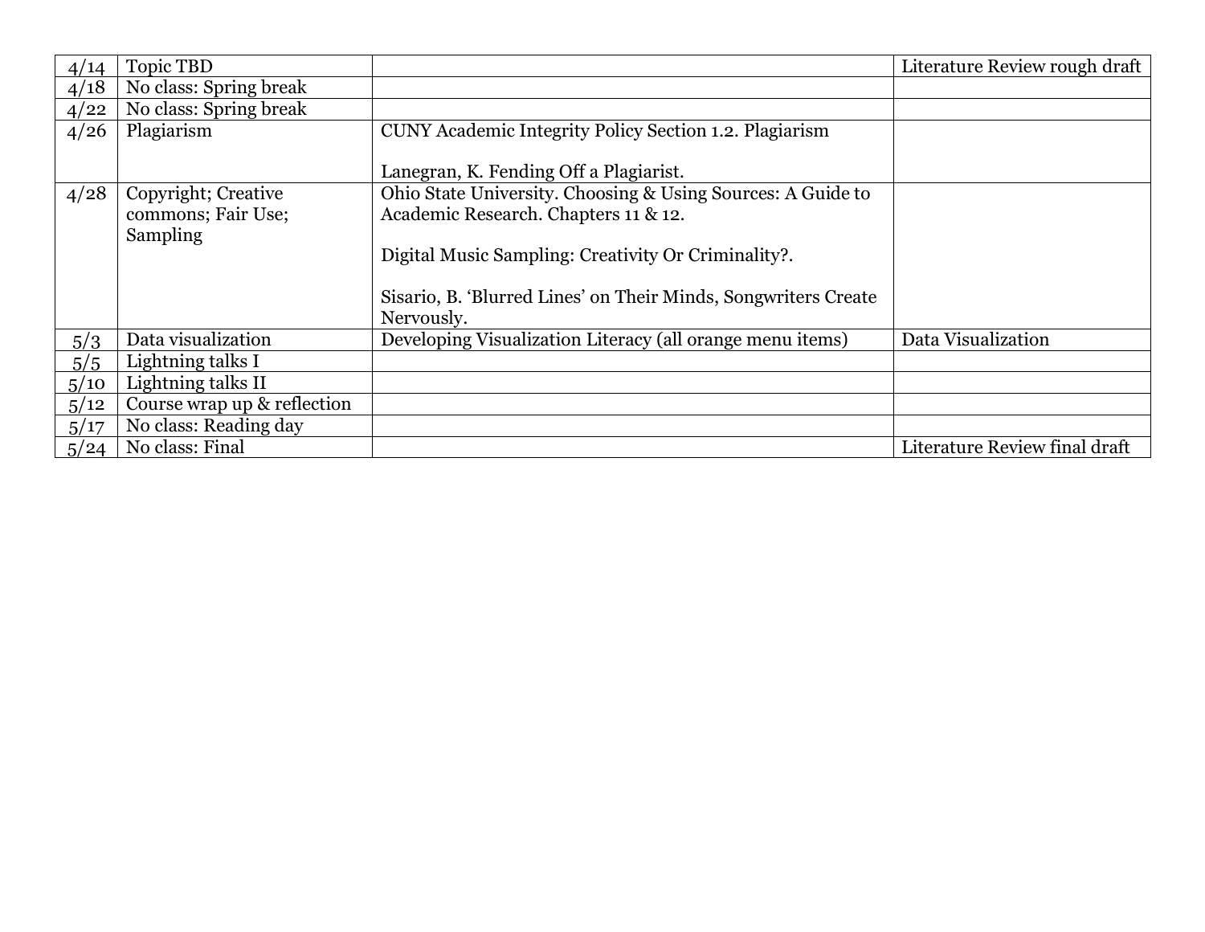| | | | |
|---|---|---|---|
| 4/14 | Topic TBD | | Literature Review rough draft |
| 4/18 | No class: Spring break | | |
| 4/22 | No class: Spring break | | |
| 4/26 | Plagiarism | CUNY Academic Integrity Policy Section 1.2. Plagiarism<br><br>Lanegran, K. Fending Off a Plagiarist. | |
| 4/28 | Copyright; Creative commons; Fair Use; Sampling | Ohio State University. Choosing & Using Sources: A Guide to Academic Research. Chapters 11 & 12.<br><br>Digital Music Sampling: Creativity Or Criminality?.<br><br>Sisario, B. 'Blurred Lines' on Their Minds, Songwriters Create Nervously. | |
| 5/3 | Data visualization | Developing Visualization Literacy (all orange menu items) | Data Visualization |
| 5/5 | Lightning talks I | | |
| 5/10 | Lightning talks II | | |
| 5/12 | Course wrap up & reflection | | |
| 5/17 | No class: Reading day | | |
| 5/24 | No class: Final | | Literature Review final draft |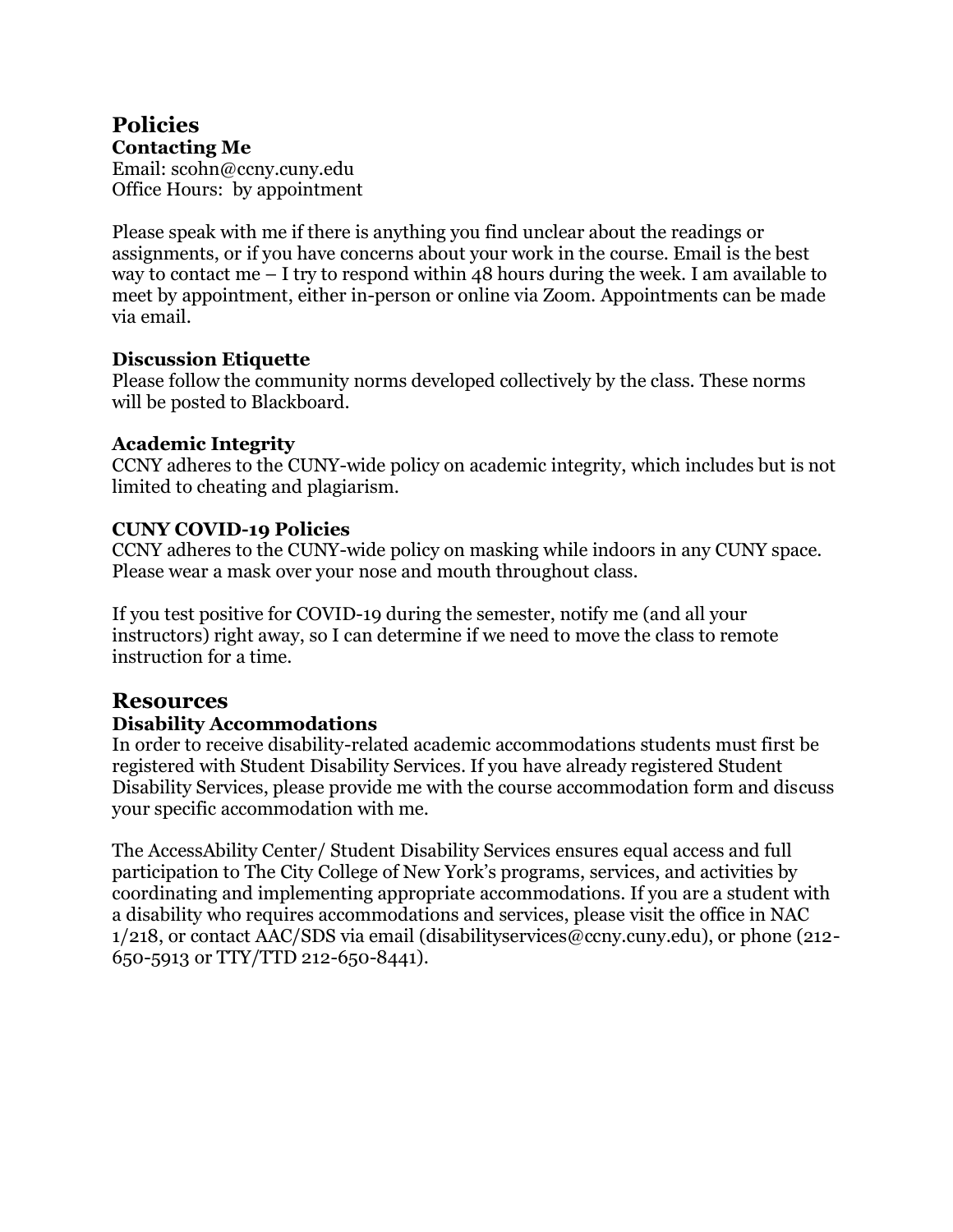## Policies

### Contacting Me

Email: scohn@ccny.cuny.edu
Office Hours: by appointment

Please speak with me if there is anything you find unclear about the readings or assignments, or if you have concerns about your work in the course. Email is the best way to contact me – I try to respond within 48 hours during the week. I am available to meet by appointment, either in-person or online via Zoom. Appointments can be made via email.

### Discussion Etiquette

Please follow the community norms developed collectively by the class. These norms will be posted to Blackboard.

### Academic Integrity

CCNY adheres to the CUNY-wide policy on academic integrity, which includes but is not limited to cheating and plagiarism.

### CUNY COVID-19 Policies

CCNY adheres to the CUNY-wide policy on masking while indoors in any CUNY space. Please wear a mask over your nose and mouth throughout class.

If you test positive for COVID-19 during the semester, notify me (and all your instructors) right away, so I can determine if we need to move the class to remote instruction for a time.

## Resources

### Disability Accommodations

In order to receive disability-related academic accommodations students must first be registered with Student Disability Services. If you have already registered Student Disability Services, please provide me with the course accommodation form and discuss your specific accommodation with me.

The AccessAbility Center/ Student Disability Services ensures equal access and full participation to The City College of New York's programs, services, and activities by coordinating and implementing appropriate accommodations. If you are a student with a disability who requires accommodations and services, please visit the office in NAC 1/218, or contact AAC/SDS via email (disabilityservices@ccny.cuny.edu), or phone (212-650-5913 or TTY/TTD 212-650-8441).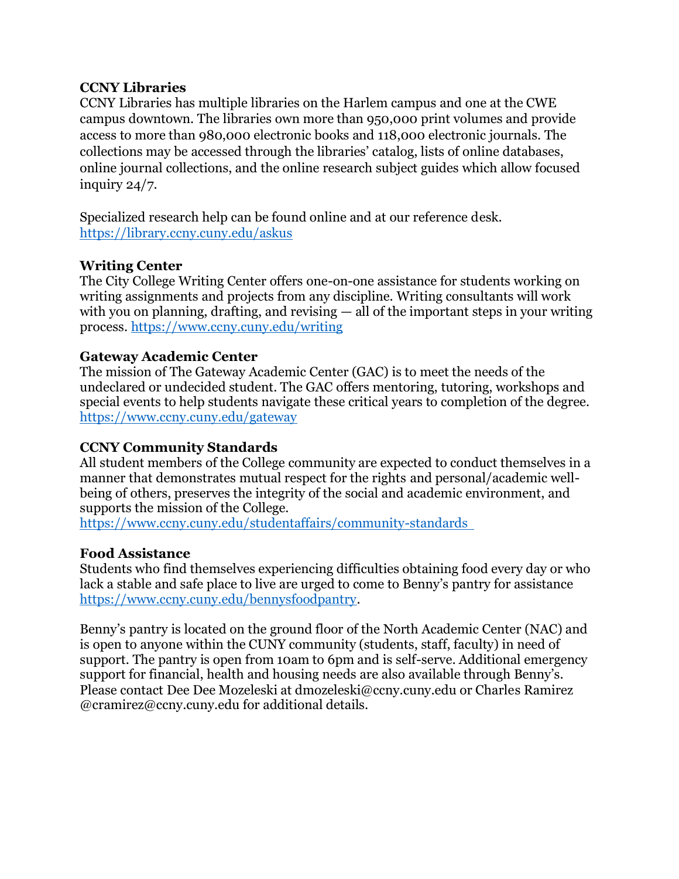**CCNY Libraries**

CCNY Libraries has multiple libraries on the Harlem campus and one at the CWE campus downtown. The libraries own more than 950,000 print volumes and provide access to more than 980,000 electronic books and 118,000 electronic journals. The collections may be accessed through the libraries' catalog, lists of online databases, online journal collections, and the online research subject guides which allow focused inquiry 24/7.

Specialized research help can be found online and at our reference desk. https://library.ccny.cuny.edu/askus

**Writing Center**

The City College Writing Center offers one-on-one assistance for students working on writing assignments and projects from any discipline. Writing consultants will work with you on planning, drafting, and revising — all of the important steps in your writing process. https://www.ccny.cuny.edu/writing

**Gateway Academic Center**

The mission of The Gateway Academic Center (GAC) is to meet the needs of the undeclared or undecided student. The GAC offers mentoring, tutoring, workshops and special events to help students navigate these critical years to completion of the degree. https://www.ccny.cuny.edu/gateway

**CCNY Community Standards**

All student members of the College community are expected to conduct themselves in a manner that demonstrates mutual respect for the rights and personal/academic well-being of others, preserves the integrity of the social and academic environment, and supports the mission of the College.
https://www.ccny.cuny.edu/studentaffairs/community-standards

**Food Assistance**

Students who find themselves experiencing difficulties obtaining food every day or who lack a stable and safe place to live are urged to come to Benny's pantry for assistance https://www.ccny.cuny.edu/bennysfoodpantry.

Benny's pantry is located on the ground floor of the North Academic Center (NAC) and is open to anyone within the CUNY community (students, staff, faculty) in need of support. The pantry is open from 10am to 6pm and is self-serve. Additional emergency support for financial, health and housing needs are also available through Benny's. Please contact Dee Dee Mozeleski at dmozeleski@ccny.cuny.edu or Charles Ramirez @cramirez@ccny.cuny.edu for additional details.